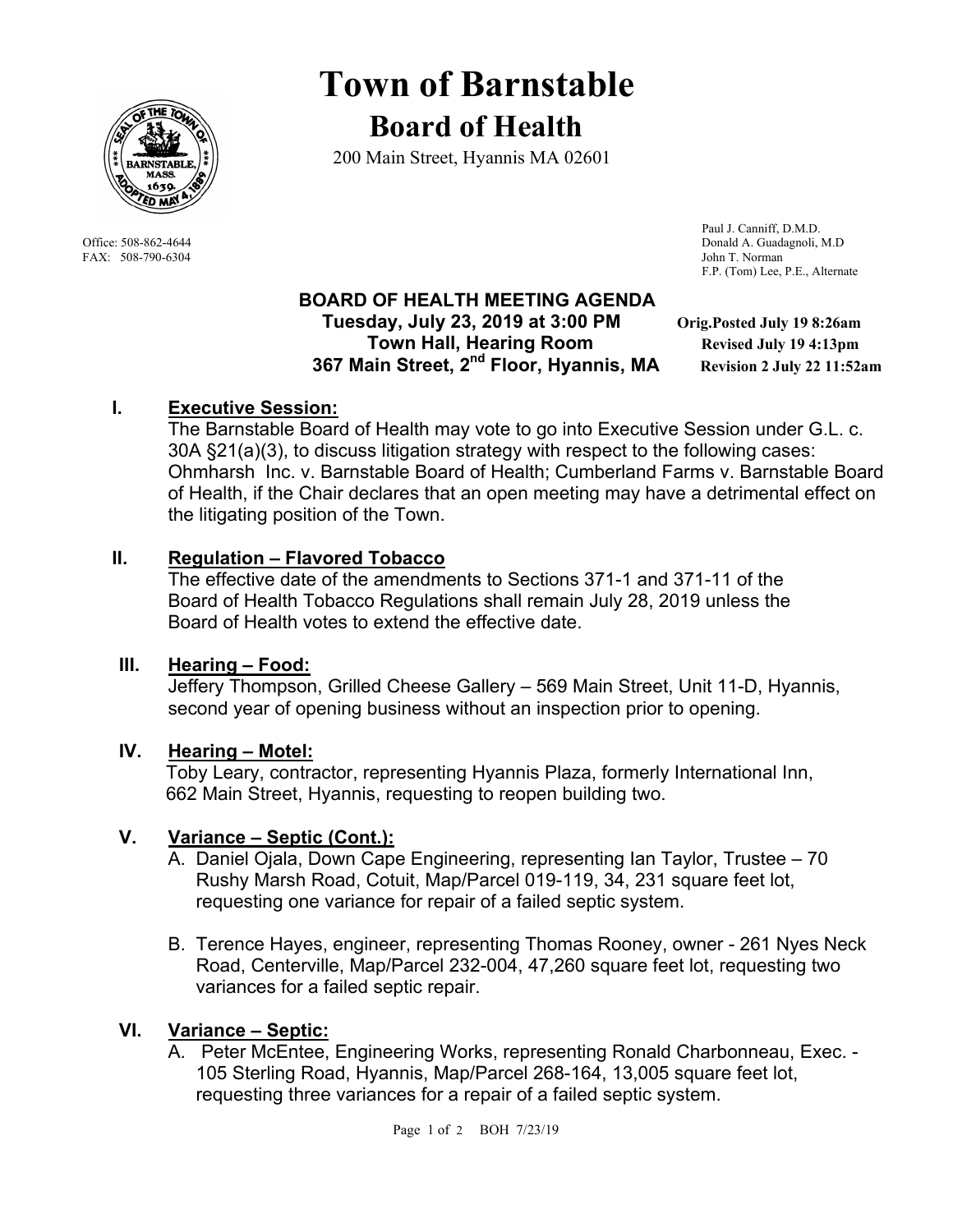# Town of Barnstable

## Board of Health

200 Main Street, Hyannis MA 02601

Office: 508-862-4644
FAX: 508-790-6304

Paul J. Canniff, D.M.D.
Donald A. Guadagnoli, M.D
John T. Norman
F.P. (Tom) Lee, P.E., Alternate

**BOARD OF HEALTH MEETING AGENDA**
**Tuesday, July 23, 2019 at 3:00 PM**
**Town Hall, Hearing Room**
**367 Main Street, 2nd Floor, Hyannis, MA**

**Orig.Posted July 19 8:26am**
**Revised July 19 4:13pm**
**Revision 2 July 22 11:52am**

### I. Executive Session:

The Barnstable Board of Health may vote to go into Executive Session under G.L. c. 30A §21(a)(3), to discuss litigation strategy with respect to the following cases: Ohmharsh Inc. v. Barnstable Board of Health; Cumberland Farms v. Barnstable Board of Health, if the Chair declares that an open meeting may have a detrimental effect on the litigating position of the Town.

### II. Regulation – Flavored Tobacco

The effective date of the amendments to Sections 371-1 and 371-11 of the Board of Health Tobacco Regulations shall remain July 28, 2019 unless the Board of Health votes to extend the effective date.

### III. Hearing – Food:

Jeffery Thompson, Grilled Cheese Gallery – 569 Main Street, Unit 11-D, Hyannis, second year of opening business without an inspection prior to opening.

### IV. Hearing – Motel:

Toby Leary, contractor, representing Hyannis Plaza, formerly International Inn, 662 Main Street, Hyannis, requesting to reopen building two.

### V. Variance – Septic (Cont.):

A. Daniel Ojala, Down Cape Engineering, representing Ian Taylor, Trustee – 70 Rushy Marsh Road, Cotuit, Map/Parcel 019-119, 34, 231 square feet lot, requesting one variance for repair of a failed septic system.

B. Terence Hayes, engineer, representing Thomas Rooney, owner - 261 Nyes Neck Road, Centerville, Map/Parcel 232-004, 47,260 square feet lot, requesting two variances for a failed septic repair.

### VI. Variance – Septic:

A. Peter McEntee, Engineering Works, representing Ronald Charbonneau, Exec. - 105 Sterling Road, Hyannis, Map/Parcel 268-164, 13,005 square feet lot, requesting three variances for a repair of a failed septic system.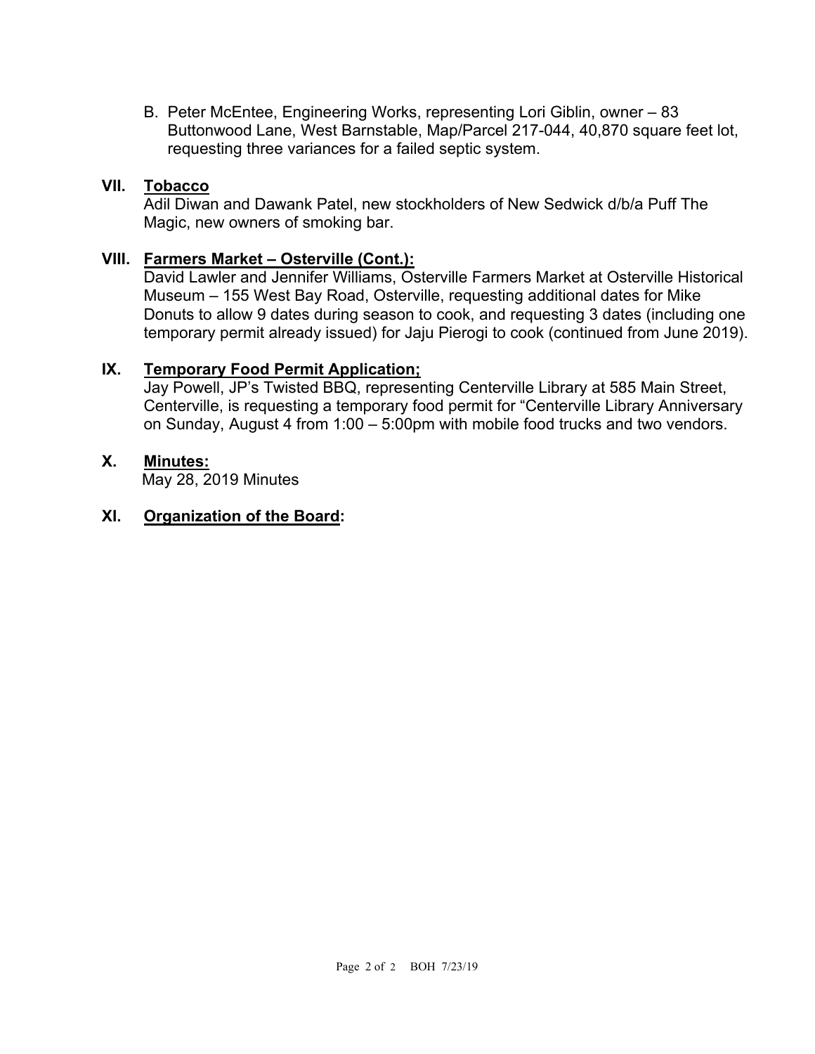B. Peter McEntee, Engineering Works, representing Lori Giblin, owner – 83 Buttonwood Lane, West Barnstable, Map/Parcel 217-044, 40,870 square feet lot, requesting three variances for a failed septic system.

## VII. <u>Tobacco</u>

Adil Diwan and Dawank Patel, new stockholders of New Sedwick d/b/a Puff The Magic, new owners of smoking bar.

## VIII. <u>Farmers Market – Osterville (Cont.):</u>

David Lawler and Jennifer Williams, Osterville Farmers Market at Osterville Historical Museum – 155 West Bay Road, Osterville, requesting additional dates for Mike Donuts to allow 9 dates during season to cook, and requesting 3 dates (including one temporary permit already issued) for Jaju Pierogi to cook (continued from June 2019).

## IX. <u>Temporary Food Permit Application;</u>

Jay Powell, JP's Twisted BBQ, representing Centerville Library at 585 Main Street, Centerville, is requesting a temporary food permit for "Centerville Library Anniversary on Sunday, August 4 from 1:00 – 5:00pm with mobile food trucks and two vendors.

## X. <u>Minutes:</u>

May 28, 2019 Minutes

## XI. <u>Organization of the Board</u>: